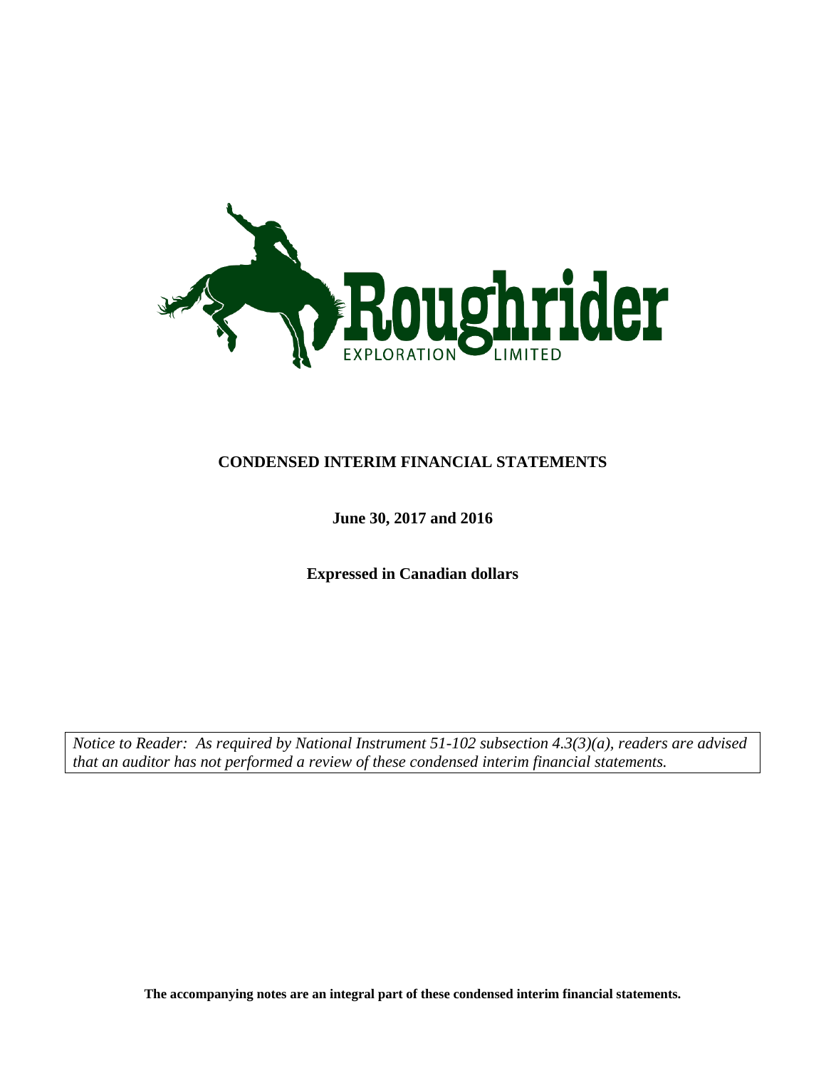# Roughrider

EXPLORATION LIMITED

## CONDENSED INTERIM FINANCIAL STATEMENTS

**June 30, 2017 and 2016**

**Expressed in Canadian dollars**

*Notice to Reader: As required by National Instrument 51-102 subsection 4.3(3)(a), readers are advised that an auditor has not performed a review of these condensed interim financial statements.*

**The accompanying notes are an integral part of these condensed interim financial statements.**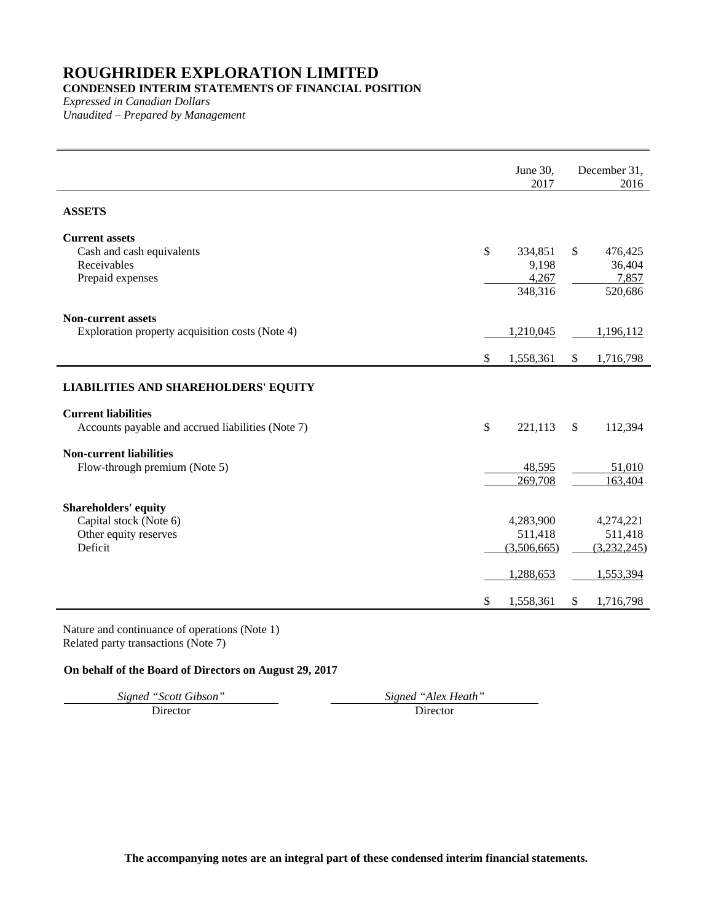# ROUGHRIDER EXPLORATION LIMITED

**CONDENSED INTERIM STATEMENTS OF FINANCIAL POSITION**

*Expressed in Canadian Dollars*

*Unaudited – Prepared by Management*

| | June 30, 2017 | December 31, 2016 |
|---|---|---|
| **ASSETS** | | |
| **Current assets** | | |
| Cash and cash equivalents | $ 334,851 | $ 476,425 |
| Receivables | 9,198 | 36,404 |
| Prepaid expenses | 4,267 | 7,857 |
| | 348,316 | 520,686 |
| **Non-current assets** | | |
| Exploration property acquisition costs (Note 4) | 1,210,045 | 1,196,112 |
| | $ 1,558,361 | $ 1,716,798 |
| **LIABILITIES AND SHAREHOLDERS' EQUITY** | | |
| **Current liabilities** | | |
| Accounts payable and accrued liabilities (Note 7) | $ 221,113 | $ 112,394 |
| **Non-current liabilities** | | |
| Flow-through premium (Note 5) | 48,595 | 51,010 |
| | 269,708 | 163,404 |
| **Shareholders' equity** | | |
| Capital stock (Note 6) | 4,283,900 | 4,274,221 |
| Other equity reserves | 511,418 | 511,418 |
| Deficit | (3,506,665) | (3,232,245) |
| | 1,288,653 | 1,553,394 |
| | $ 1,558,361 | $ 1,716,798 |

Nature and continuance of operations (Note 1)
Related party transactions (Note 7)

**On behalf of the Board of Directors on August 29, 2017**

*Signed "Scott Gibson"* — Director

*Signed "Alex Heath"* — Director

**The accompanying notes are an integral part of these condensed interim financial statements.**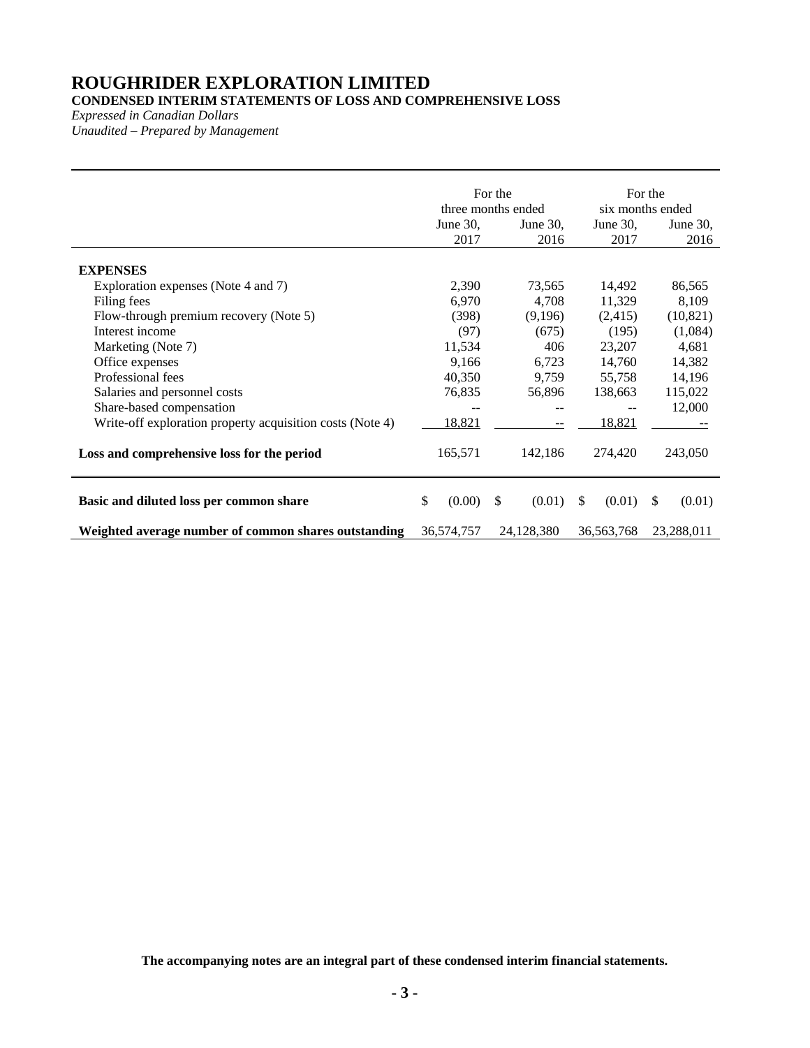# ROUGHRIDER EXPLORATION LIMITED

**CONDENSED INTERIM STATEMENTS OF LOSS AND COMPREHENSIVE LOSS**

*Expressed in Canadian Dollars*

*Unaudited – Prepared by Management*

| | For the three months ended | | For the six months ended | |
|---|---|---|---|---|
| | June 30, 2017 | June 30, 2016 | June 30, 2017 | June 30, 2016 |
| **EXPENSES** | | | | |
| Exploration expenses (Note 4 and 7) | 2,390 | 73,565 | 14,492 | 86,565 |
| Filing fees | 6,970 | 4,708 | 11,329 | 8,109 |
| Flow-through premium recovery (Note 5) | (398) | (9,196) | (2,415) | (10,821) |
| Interest income | (97) | (675) | (195) | (1,084) |
| Marketing (Note 7) | 11,534 | 406 | 23,207 | 4,681 |
| Office expenses | 9,166 | 6,723 | 14,760 | 14,382 |
| Professional fees | 40,350 | 9,759 | 55,758 | 14,196 |
| Salaries and personnel costs | 76,835 | 56,896 | 138,663 | 115,022 |
| Share-based compensation | -- | -- | -- | 12,000 |
| Write-off exploration property acquisition costs (Note 4) | 18,821 | -- | 18,821 | -- |
| **Loss and comprehensive loss for the period** | 165,571 | 142,186 | 274,420 | 243,050 |
| **Basic and diluted loss per common share** | $ (0.00) | $ (0.01) | $ (0.01) | $ (0.01) |
| **Weighted average number of common shares outstanding** | 36,574,757 | 24,128,380 | 36,563,768 | 23,288,011 |

**The accompanying notes are an integral part of these condensed interim financial statements.**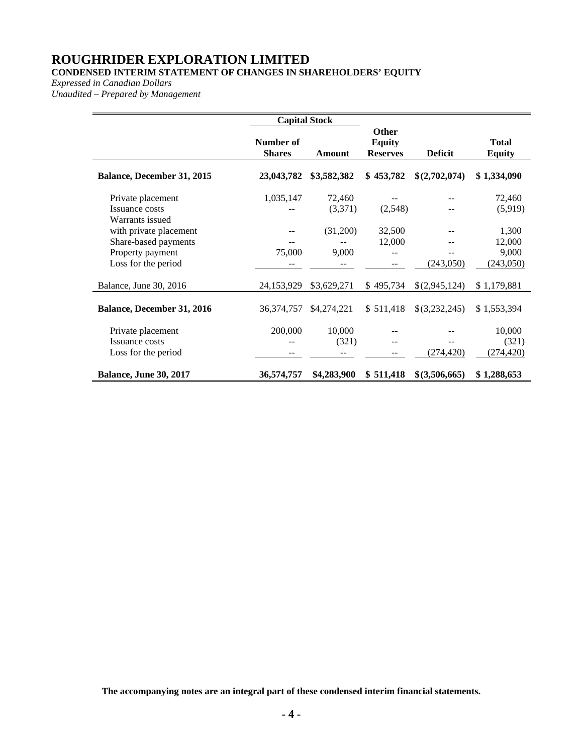# ROUGHRIDER EXPLORATION LIMITED

**CONDENSED INTERIM STATEMENT OF CHANGES IN SHAREHOLDERS' EQUITY**

*Expressed in Canadian Dollars*

*Unaudited – Prepared by Management*

| | Capital Stock | | | | |
|---|---|---|---|---|---|
| | **Number of Shares** | **Amount** | **Other Equity Reserves** | **Deficit** | **Total Equity** |
| **Balance, December 31, 2015** | **23,043,782** | **$3,582,382** | **$ 453,782** | **$(2,702,074)** | **$ 1,334,090** |
| Private placement | 1,035,147 | 72,460 | -- | -- | 72,460 |
| Issuance costs | -- | (3,371) | (2,548) | -- | (5,919) |
| Warrants issued with private placement | -- | (31,200) | 32,500 | -- | 1,300 |
| Share-based payments | -- | -- | 12,000 | -- | 12,000 |
| Property payment | 75,000 | 9,000 | -- | -- | 9,000 |
| Loss for the period | -- | -- | -- | (243,050) | (243,050) |
| Balance, June 30, 2016 | 24,153,929 | $3,629,271 | $ 495,734 | $(2,945,124) | $ 1,179,881 |
| **Balance, December 31, 2016** | 36,374,757 | $4,274,221 | $ 511,418 | $(3,232,245) | $ 1,553,394 |
| Private placement | 200,000 | 10,000 | -- | -- | 10,000 |
| Issuance costs | -- | (321) | -- | -- | (321) |
| Loss for the period | -- | -- | -- | (274,420) | (274,420) |
| **Balance, June 30, 2017** | **36,574,757** | **$4,283,900** | **$ 511,418** | **$(3,506,665)** | **$ 1,288,653** |

**The accompanying notes are an integral part of these condensed interim financial statements.**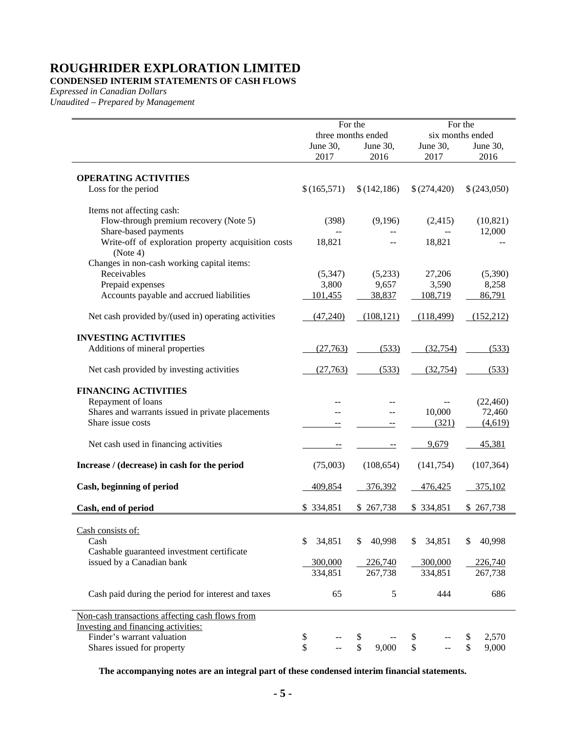# ROUGHRIDER EXPLORATION LIMITED

**CONDENSED INTERIM STATEMENTS OF CASH FLOWS**

*Expressed in Canadian Dollars*

*Unaudited – Prepared by Management*

| | For the three months ended | | For the six months ended | |
|---|---|---|---|---|
| | June 30, 2017 | June 30, 2016 | June 30, 2017 | June 30, 2016 |
| **OPERATING ACTIVITIES** | | | | |
| Loss for the period | $ (165,571) | $ (142,186) | $ (274,420) | $ (243,050) |
| Items not affecting cash: | | | | |
| Flow-through premium recovery (Note 5) | (398) | (9,196) | (2,415) | (10,821) |
| Share-based payments | -- | -- | -- | 12,000 |
| Write-off of exploration property acquisition costs (Note 4) | 18,821 | -- | 18,821 | -- |
| Changes in non-cash working capital items: | | | | |
| Receivables | (5,347) | (5,233) | 27,206 | (5,390) |
| Prepaid expenses | 3,800 | 9,657 | 3,590 | 8,258 |
| Accounts payable and accrued liabilities | 101,455 | 38,837 | 108,719 | 86,791 |
| Net cash provided by/(used in) operating activities | (47,240) | (108,121) | (118,499) | (152,212) |
| **INVESTING ACTIVITIES** | | | | |
| Additions of mineral properties | (27,763) | (533) | (32,754) | (533) |
| Net cash provided by investing activities | (27,763) | (533) | (32,754) | (533) |
| **FINANCING ACTIVITIES** | | | | |
| Repayment of loans | -- | -- | -- | (22,460) |
| Shares and warrants issued in private placements | -- | -- | 10,000 | 72,460 |
| Share issue costs | -- | -- | (321) | (4,619) |
| Net cash used in financing activities | -- | -- | 9,679 | 45,381 |
| **Increase / (decrease) in cash for the period** | (75,003) | (108,654) | (141,754) | (107,364) |
| **Cash, beginning of period** | 409,854 | 376,392 | 476,425 | 375,102 |
| **Cash, end of period** | $ 334,851 | $ 267,738 | $ 334,851 | $ 267,738 |
| Cash consists of: | | | | |
| Cash | $ 34,851 | $ 40,998 | $ 34,851 | $ 40,998 |
| Cashable guaranteed investment certificate issued by a Canadian bank | 300,000 | 226,740 | 300,000 | 226,740 |
| | 334,851 | 267,738 | 334,851 | 267,738 |
| Cash paid during the period for interest and taxes | 65 | 5 | 444 | 686 |
| Non-cash transactions affecting cash flows from Investing and financing activities: | | | | |
| Finder's warrant valuation | $ -- | $ -- | $ -- | $ 2,570 |
| Shares issued for property | $ -- | $ 9,000 | $ -- | $ 9,000 |

**The accompanying notes are an integral part of these condensed interim financial statements.**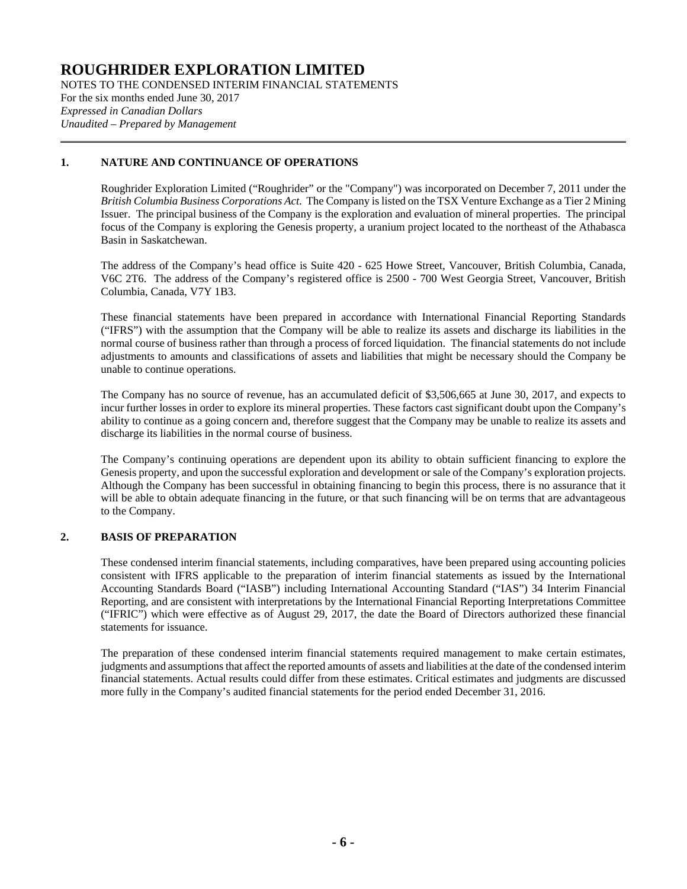# ROUGHRIDER EXPLORATION LIMITED

NOTES TO THE CONDENSED INTERIM FINANCIAL STATEMENTS
For the six months ended June 30, 2017
*Expressed in Canadian Dollars*
*Unaudited – Prepared by Management*

## 1. NATURE AND CONTINUANCE OF OPERATIONS

Roughrider Exploration Limited ("Roughrider" or the "Company") was incorporated on December 7, 2011 under the *British Columbia Business Corporations Act*. The Company is listed on the TSX Venture Exchange as a Tier 2 Mining Issuer. The principal business of the Company is the exploration and evaluation of mineral properties. The principal focus of the Company is exploring the Genesis property, a uranium project located to the northeast of the Athabasca Basin in Saskatchewan.

The address of the Company's head office is Suite 420 - 625 Howe Street, Vancouver, British Columbia, Canada, V6C 2T6. The address of the Company's registered office is 2500 - 700 West Georgia Street, Vancouver, British Columbia, Canada, V7Y 1B3.

These financial statements have been prepared in accordance with International Financial Reporting Standards ("IFRS") with the assumption that the Company will be able to realize its assets and discharge its liabilities in the normal course of business rather than through a process of forced liquidation. The financial statements do not include adjustments to amounts and classifications of assets and liabilities that might be necessary should the Company be unable to continue operations.

The Company has no source of revenue, has an accumulated deficit of $3,506,665 at June 30, 2017, and expects to incur further losses in order to explore its mineral properties. These factors cast significant doubt upon the Company's ability to continue as a going concern and, therefore suggest that the Company may be unable to realize its assets and discharge its liabilities in the normal course of business.

The Company's continuing operations are dependent upon its ability to obtain sufficient financing to explore the Genesis property, and upon the successful exploration and development or sale of the Company's exploration projects. Although the Company has been successful in obtaining financing to begin this process, there is no assurance that it will be able to obtain adequate financing in the future, or that such financing will be on terms that are advantageous to the Company.

## 2. BASIS OF PREPARATION

These condensed interim financial statements, including comparatives, have been prepared using accounting policies consistent with IFRS applicable to the preparation of interim financial statements as issued by the International Accounting Standards Board ("IASB") including International Accounting Standard ("IAS") 34 Interim Financial Reporting, and are consistent with interpretations by the International Financial Reporting Interpretations Committee ("IFRIC") which were effective as of August 29, 2017, the date the Board of Directors authorized these financial statements for issuance.

The preparation of these condensed interim financial statements required management to make certain estimates, judgments and assumptions that affect the reported amounts of assets and liabilities at the date of the condensed interim financial statements. Actual results could differ from these estimates. Critical estimates and judgments are discussed more fully in the Company's audited financial statements for the period ended December 31, 2016.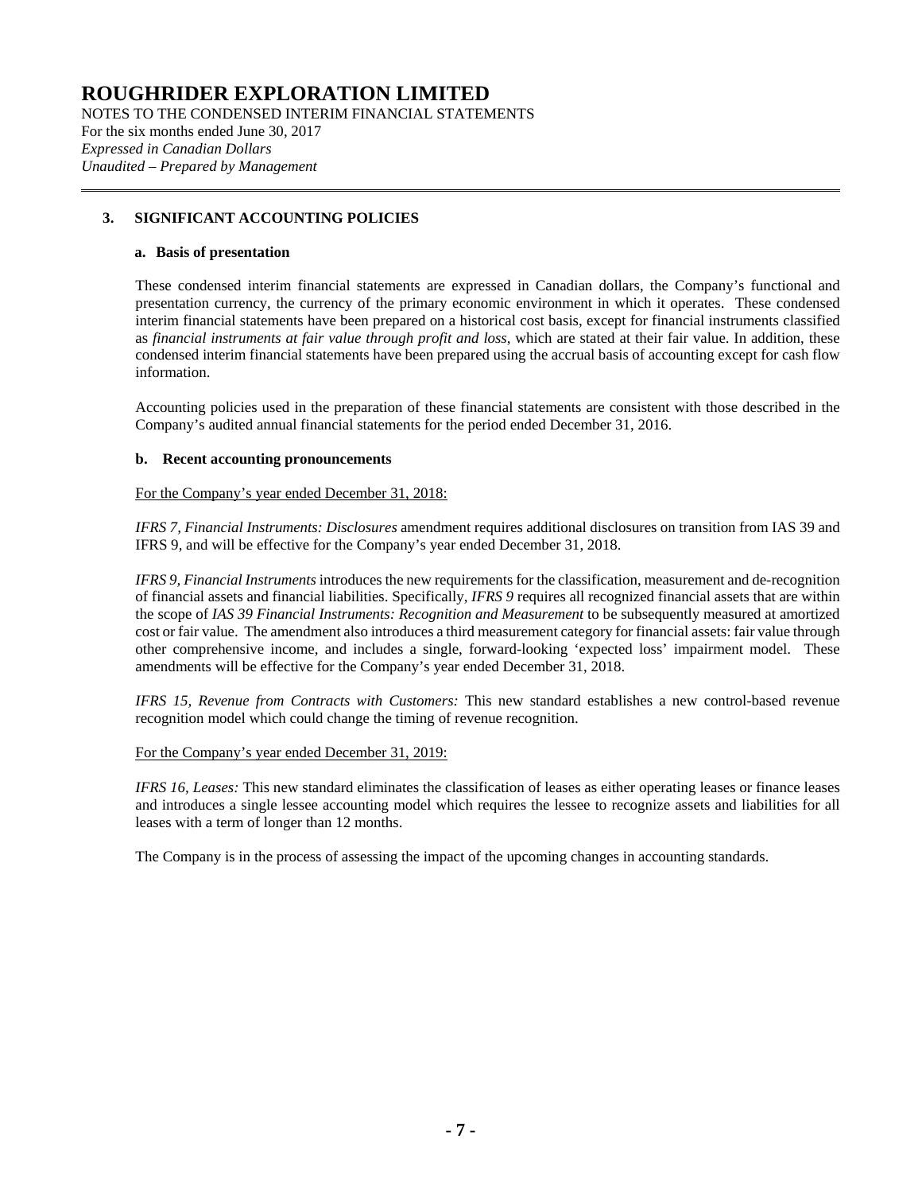## 3. SIGNIFICANT ACCOUNTING POLICIES

### a. Basis of presentation

These condensed interim financial statements are expressed in Canadian dollars, the Company's functional and presentation currency, the currency of the primary economic environment in which it operates. These condensed interim financial statements have been prepared on a historical cost basis, except for financial instruments classified as *financial instruments at fair value through profit and loss*, which are stated at their fair value. In addition, these condensed interim financial statements have been prepared using the accrual basis of accounting except for cash flow information.

Accounting policies used in the preparation of these financial statements are consistent with those described in the Company's audited annual financial statements for the period ended December 31, 2016.

### b. Recent accounting pronouncements

For the Company's year ended December 31, 2018:

*IFRS 7, Financial Instruments: Disclosures* amendment requires additional disclosures on transition from IAS 39 and IFRS 9, and will be effective for the Company's year ended December 31, 2018.

*IFRS 9, Financial Instruments* introduces the new requirements for the classification, measurement and de-recognition of financial assets and financial liabilities. Specifically, *IFRS 9* requires all recognized financial assets that are within the scope of *IAS 39 Financial Instruments: Recognition and Measurement* to be subsequently measured at amortized cost or fair value. The amendment also introduces a third measurement category for financial assets: fair value through other comprehensive income, and includes a single, forward-looking 'expected loss' impairment model. These amendments will be effective for the Company's year ended December 31, 2018.

*IFRS 15, Revenue from Contracts with Customers:* This new standard establishes a new control-based revenue recognition model which could change the timing of revenue recognition.

For the Company's year ended December 31, 2019:

*IFRS 16, Leases:* This new standard eliminates the classification of leases as either operating leases or finance leases and introduces a single lessee accounting model which requires the lessee to recognize assets and liabilities for all leases with a term of longer than 12 months.

The Company is in the process of assessing the impact of the upcoming changes in accounting standards.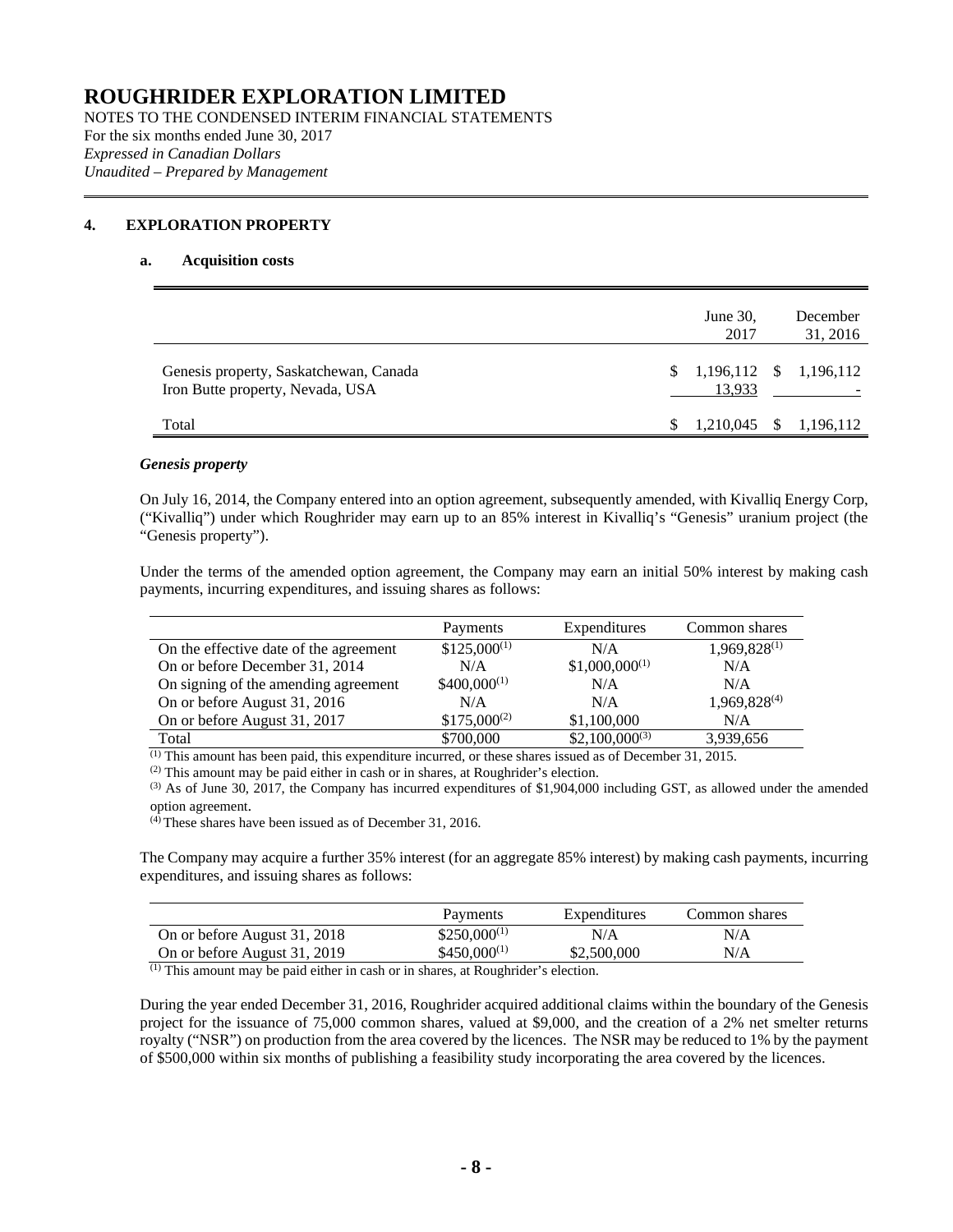# ROUGHRIDER EXPLORATION LIMITED

NOTES TO THE CONDENSED INTERIM FINANCIAL STATEMENTS
For the six months ended June 30, 2017
*Expressed in Canadian Dollars*
*Unaudited – Prepared by Management*

## 4. EXPLORATION PROPERTY

### a. Acquisition costs

| | June 30, 2017 | December 31, 2016 |
|---|---|---|
| Genesis property, Saskatchewan, Canada | $ 1,196,112 | $ 1,196,112 |
| Iron Butte property, Nevada, USA | 13,933 | - |
| Total | $ 1,210,045 | $ 1,196,112 |

***Genesis property***

On July 16, 2014, the Company entered into an option agreement, subsequently amended, with Kivalliq Energy Corp, ("Kivalliq") under which Roughrider may earn up to an 85% interest in Kivalliq's "Genesis" uranium project (the "Genesis property").

Under the terms of the amended option agreement, the Company may earn an initial 50% interest by making cash payments, incurring expenditures, and issuing shares as follows:

| | Payments | Expenditures | Common shares |
|---|---|---|---|
| On the effective date of the agreement | $125,000[(1)] | N/A | 1,969,828[(1)] |
| On or before December 31, 2014 | N/A | $1,000,000[(1)] | N/A |
| On signing of the amending agreement | $400,000[(1)] | N/A | N/A |
| On or before August 31, 2016 | N/A | N/A | 1,969,828[(4)] |
| On or before August 31, 2017 | $175,000[(2)] | $1,100,000 | N/A |
| Total | $700,000 | $2,100,000[(3)] | 3,939,656 |

[(1)] This amount has been paid, this expenditure incurred, or these shares issued as of December 31, 2015.
[(2)] This amount may be paid either in cash or in shares, at Roughrider's election.
[(3)] As of June 30, 2017, the Company has incurred expenditures of $1,904,000 including GST, as allowed under the amended option agreement.
[(4)] These shares have been issued as of December 31, 2016.

The Company may acquire a further 35% interest (for an aggregate 85% interest) by making cash payments, incurring expenditures, and issuing shares as follows:

| | Payments | Expenditures | Common shares |
|---|---|---|---|
| On or before August 31, 2018 | $250,000[(1)] | N/A | N/A |
| On or before August 31, 2019 | $450,000[(1)] | $2,500,000 | N/A |

[(1)] This amount may be paid either in cash or in shares, at Roughrider's election.

During the year ended December 31, 2016, Roughrider acquired additional claims within the boundary of the Genesis project for the issuance of 75,000 common shares, valued at $9,000, and the creation of a 2% net smelter returns royalty ("NSR") on production from the area covered by the licences. The NSR may be reduced to 1% by the payment of $500,000 within six months of publishing a feasibility study incorporating the area covered by the licences.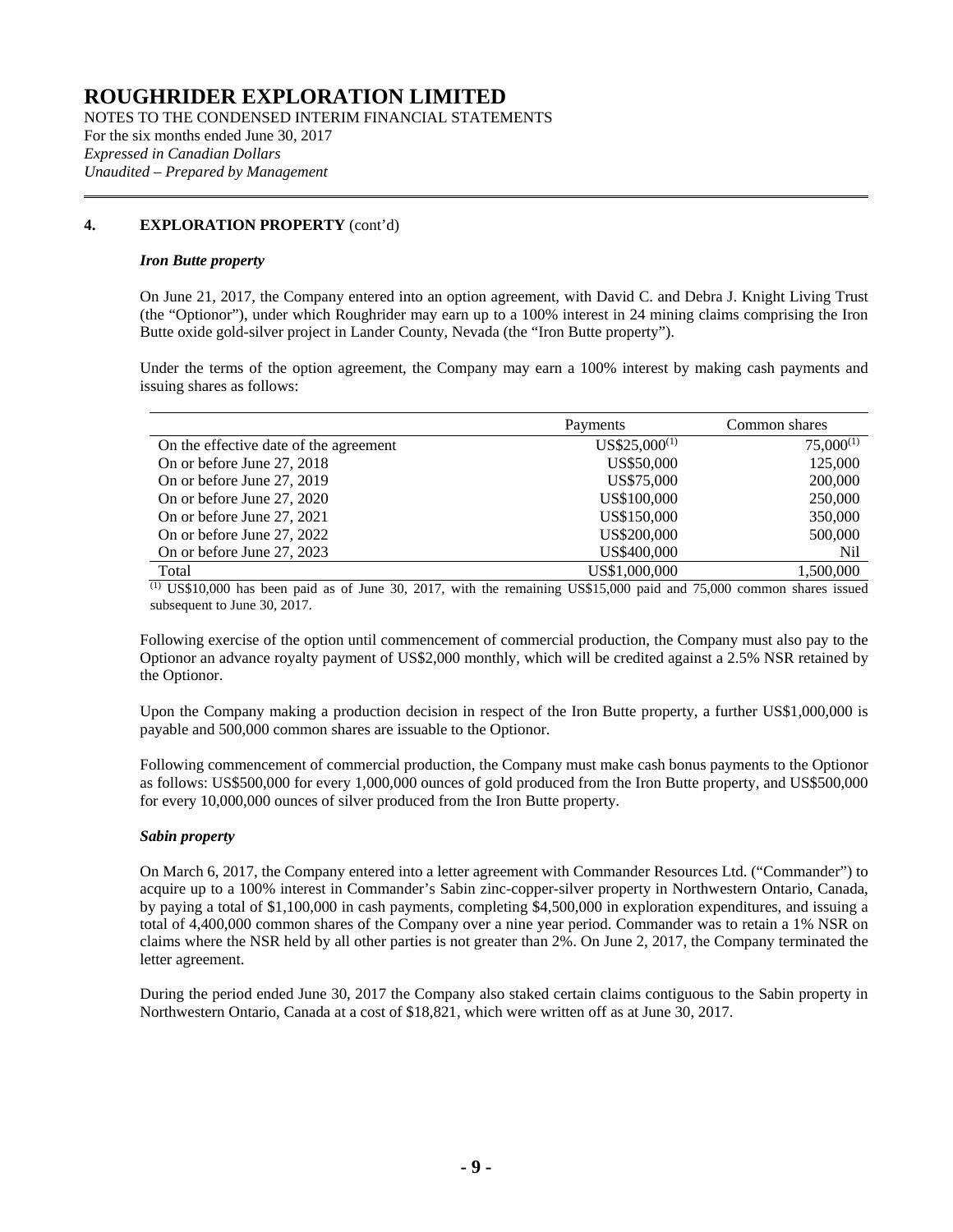# ROUGHRIDER EXPLORATION LIMITED

NOTES TO THE CONDENSED INTERIM FINANCIAL STATEMENTS
For the six months ended June 30, 2017
*Expressed in Canadian Dollars*
*Unaudited – Prepared by Management*

## 4. EXPLORATION PROPERTY (cont'd)

### *Iron Butte property*

On June 21, 2017, the Company entered into an option agreement, with David C. and Debra J. Knight Living Trust (the "Optionor"), under which Roughrider may earn up to a 100% interest in 24 mining claims comprising the Iron Butte oxide gold-silver project in Lander County, Nevada (the "Iron Butte property").

Under the terms of the option agreement, the Company may earn a 100% interest by making cash payments and issuing shares as follows:

| | Payments | Common shares |
|---|---|---|
| On the effective date of the agreement | US$25,000[1] | 75,000[1] |
| On or before June 27, 2018 | US$50,000 | 125,000 |
| On or before June 27, 2019 | US$75,000 | 200,000 |
| On or before June 27, 2020 | US$100,000 | 250,000 |
| On or before June 27, 2021 | US$150,000 | 350,000 |
| On or before June 27, 2022 | US$200,000 | 500,000 |
| On or before June 27, 2023 | US$400,000 | Nil |
| Total | US$1,000,000 | 1,500,000 |

[1] US$10,000 has been paid as of June 30, 2017, with the remaining US$15,000 paid and 75,000 common shares issued subsequent to June 30, 2017.

Following exercise of the option until commencement of commercial production, the Company must also pay to the Optionor an advance royalty payment of US$2,000 monthly, which will be credited against a 2.5% NSR retained by the Optionor.

Upon the Company making a production decision in respect of the Iron Butte property, a further US$1,000,000 is payable and 500,000 common shares are issuable to the Optionor.

Following commencement of commercial production, the Company must make cash bonus payments to the Optionor as follows: US$500,000 for every 1,000,000 ounces of gold produced from the Iron Butte property, and US$500,000 for every 10,000,000 ounces of silver produced from the Iron Butte property.

### *Sabin property*

On March 6, 2017, the Company entered into a letter agreement with Commander Resources Ltd. ("Commander") to acquire up to a 100% interest in Commander's Sabin zinc-copper-silver property in Northwestern Ontario, Canada, by paying a total of $1,100,000 in cash payments, completing $4,500,000 in exploration expenditures, and issuing a total of 4,400,000 common shares of the Company over a nine year period. Commander was to retain a 1% NSR on claims where the NSR held by all other parties is not greater than 2%. On June 2, 2017, the Company terminated the letter agreement.

During the period ended June 30, 2017 the Company also staked certain claims contiguous to the Sabin property in Northwestern Ontario, Canada at a cost of $18,821, which were written off as at June 30, 2017.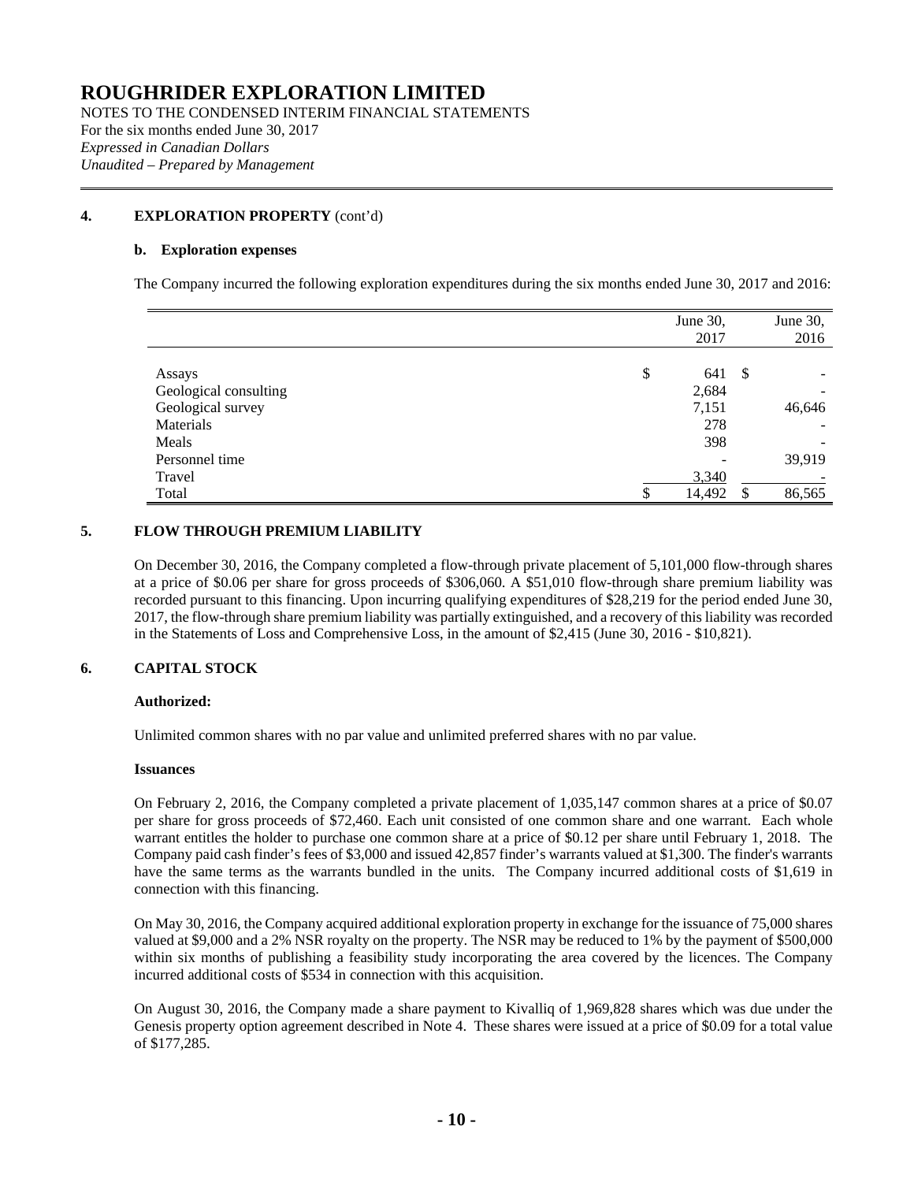# ROUGHRIDER EXPLORATION LIMITED

NOTES TO THE CONDENSED INTERIM FINANCIAL STATEMENTS
For the six months ended June 30, 2017
*Expressed in Canadian Dollars*
*Unaudited – Prepared by Management*

## 4. EXPLORATION PROPERTY (cont'd)

### b. Exploration expenses

The Company incurred the following exploration expenditures during the six months ended June 30, 2017 and 2016:

| | June 30, 2017 | June 30, 2016 |
|---|---|---|
| Assays | $ 641 | $ - |
| Geological consulting | 2,684 | - |
| Geological survey | 7,151 | 46,646 |
| Materials | 278 | - |
| Meals | 398 | - |
| Personnel time | - | 39,919 |
| Travel | 3,340 | - |
| Total | $ 14,492 | $ 86,565 |

## 5. FLOW THROUGH PREMIUM LIABILITY

On December 30, 2016, the Company completed a flow-through private placement of 5,101,000 flow-through shares at a price of $0.06 per share for gross proceeds of $306,060. A $51,010 flow-through share premium liability was recorded pursuant to this financing. Upon incurring qualifying expenditures of $28,219 for the period ended June 30, 2017, the flow-through share premium liability was partially extinguished, and a recovery of this liability was recorded in the Statements of Loss and Comprehensive Loss, in the amount of $2,415 (June 30, 2016 - $10,821).

## 6. CAPITAL STOCK

**Authorized:**

Unlimited common shares with no par value and unlimited preferred shares with no par value.

**Issuances**

On February 2, 2016, the Company completed a private placement of 1,035,147 common shares at a price of $0.07 per share for gross proceeds of $72,460. Each unit consisted of one common share and one warrant. Each whole warrant entitles the holder to purchase one common share at a price of $0.12 per share until February 1, 2018. The Company paid cash finder's fees of $3,000 and issued 42,857 finder's warrants valued at $1,300. The finder's warrants have the same terms as the warrants bundled in the units. The Company incurred additional costs of $1,619 in connection with this financing.

On May 30, 2016, the Company acquired additional exploration property in exchange for the issuance of 75,000 shares valued at $9,000 and a 2% NSR royalty on the property. The NSR may be reduced to 1% by the payment of $500,000 within six months of publishing a feasibility study incorporating the area covered by the licences. The Company incurred additional costs of $534 in connection with this acquisition.

On August 30, 2016, the Company made a share payment to Kivalliq of 1,969,828 shares which was due under the Genesis property option agreement described in Note 4. These shares were issued at a price of $0.09 for a total value of $177,285.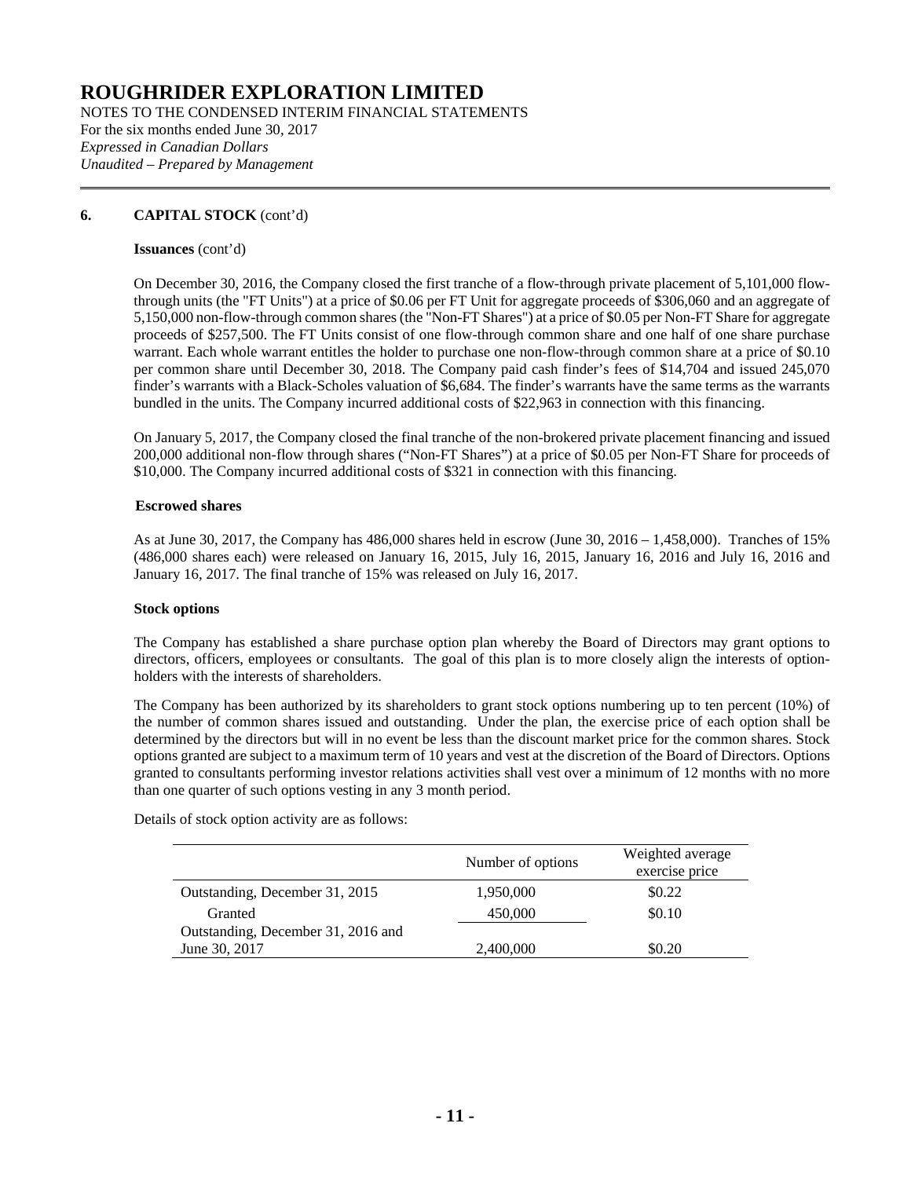# ROUGHRIDER EXPLORATION LIMITED

NOTES TO THE CONDENSED INTERIM FINANCIAL STATEMENTS
For the six months ended June 30, 2017
*Expressed in Canadian Dollars*
*Unaudited – Prepared by Management*

## 6. CAPITAL STOCK (cont'd)

**Issuances** (cont'd)

On December 30, 2016, the Company closed the first tranche of a flow-through private placement of 5,101,000 flow-through units (the "FT Units") at a price of \$0.06 per FT Unit for aggregate proceeds of \$306,060 and an aggregate of 5,150,000 non-flow-through common shares (the "Non-FT Shares") at a price of \$0.05 per Non-FT Share for aggregate proceeds of \$257,500. The FT Units consist of one flow-through common share and one half of one share purchase warrant. Each whole warrant entitles the holder to purchase one non-flow-through common share at a price of \$0.10 per common share until December 30, 2018. The Company paid cash finder's fees of \$14,704 and issued 245,070 finder's warrants with a Black-Scholes valuation of \$6,684. The finder's warrants have the same terms as the warrants bundled in the units. The Company incurred additional costs of \$22,963 in connection with this financing.

On January 5, 2017, the Company closed the final tranche of the non-brokered private placement financing and issued 200,000 additional non-flow through shares ("Non-FT Shares") at a price of \$0.05 per Non-FT Share for proceeds of \$10,000. The Company incurred additional costs of \$321 in connection with this financing.

**Escrowed shares**

As at June 30, 2017, the Company has 486,000 shares held in escrow (June 30, 2016 – 1,458,000). Tranches of 15% (486,000 shares each) were released on January 16, 2015, July 16, 2015, January 16, 2016 and July 16, 2016 and January 16, 2017. The final tranche of 15% was released on July 16, 2017.

**Stock options**

The Company has established a share purchase option plan whereby the Board of Directors may grant options to directors, officers, employees or consultants. The goal of this plan is to more closely align the interests of option-holders with the interests of shareholders.

The Company has been authorized by its shareholders to grant stock options numbering up to ten percent (10%) of the number of common shares issued and outstanding. Under the plan, the exercise price of each option shall be determined by the directors but will in no event be less than the discount market price for the common shares. Stock options granted are subject to a maximum term of 10 years and vest at the discretion of the Board of Directors. Options granted to consultants performing investor relations activities shall vest over a minimum of 12 months with no more than one quarter of such options vesting in any 3 month period.

Details of stock option activity are as follows:

| | Number of options | Weighted average exercise price |
|---|---|---|
| Outstanding, December 31, 2015 | 1,950,000 | \$0.22 |
| Granted | 450,000 | \$0.10 |
| Outstanding, December 31, 2016 and June 30, 2017 | 2,400,000 | \$0.20 |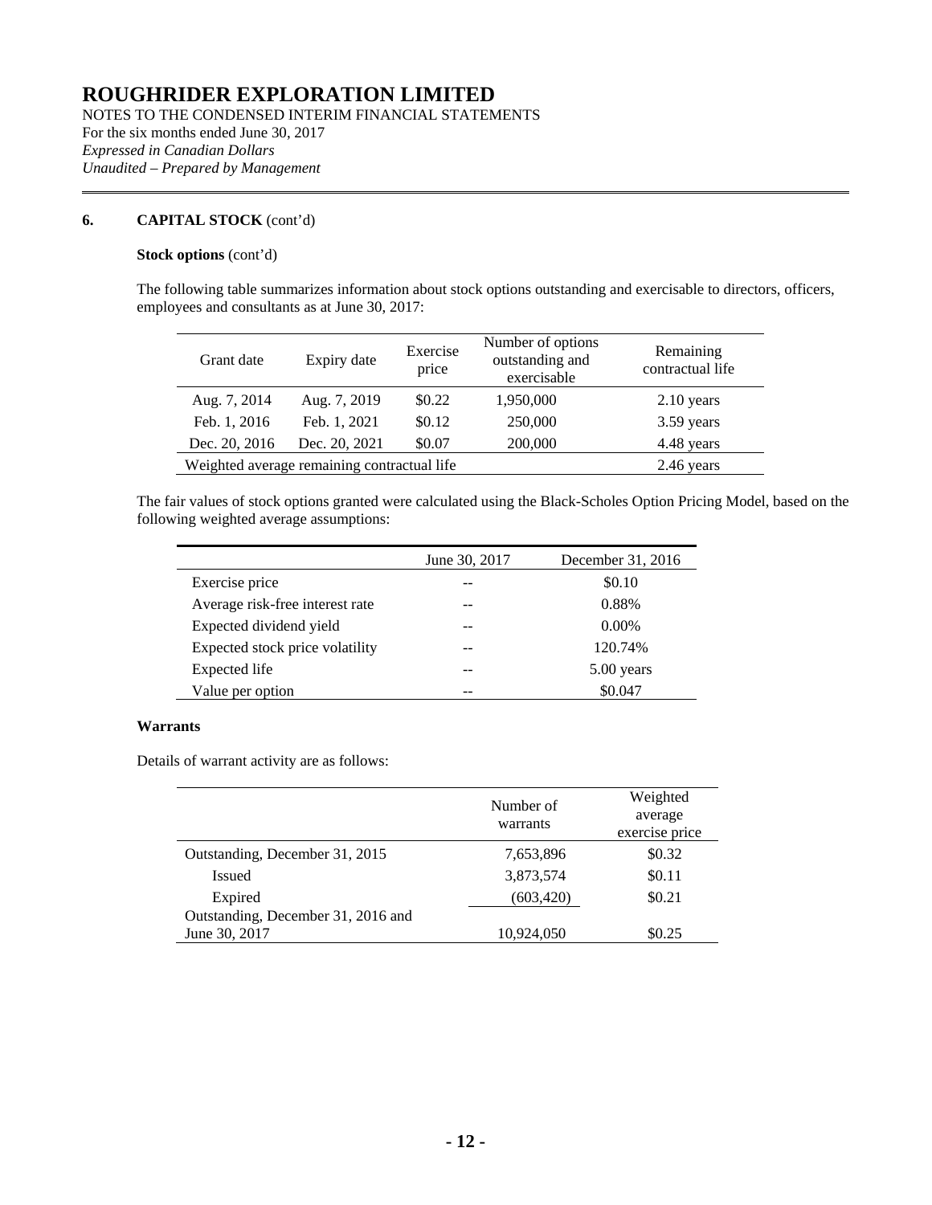# ROUGHRIDER EXPLORATION LIMITED

NOTES TO THE CONDENSED INTERIM FINANCIAL STATEMENTS
For the six months ended June 30, 2017
*Expressed in Canadian Dollars*
*Unaudited – Prepared by Management*

## 6. CAPITAL STOCK (cont'd)

**Stock options** (cont'd)

The following table summarizes information about stock options outstanding and exercisable to directors, officers, employees and consultants as at June 30, 2017:

| Grant date | Expiry date | Exercise price | Number of options outstanding and exercisable | Remaining contractual life |
|---|---|---|---|---|
| Aug. 7, 2014 | Aug. 7, 2019 | $0.22 | 1,950,000 | 2.10 years |
| Feb. 1, 2016 | Feb. 1, 2021 | $0.12 | 250,000 | 3.59 years |
| Dec. 20, 2016 | Dec. 20, 2021 | $0.07 | 200,000 | 4.48 years |
| Weighted average remaining contractual life | | | | 2.46 years |

The fair values of stock options granted were calculated using the Black-Scholes Option Pricing Model, based on the following weighted average assumptions:

| | June 30, 2017 | December 31, 2016 |
|---|---|---|
| Exercise price | -- | $0.10 |
| Average risk-free interest rate | -- | 0.88% |
| Expected dividend yield | -- | 0.00% |
| Expected stock price volatility | -- | 120.74% |
| Expected life | -- | 5.00 years |
| Value per option | -- | $0.047 |

**Warrants**

Details of warrant activity are as follows:

| | Number of warrants | Weighted average exercise price |
|---|---|---|
| Outstanding, December 31, 2015 | 7,653,896 | $0.32 |
| Issued | 3,873,574 | $0.11 |
| Expired | (603,420) | $0.21 |
| Outstanding, December 31, 2016 and June 30, 2017 | 10,924,050 | $0.25 |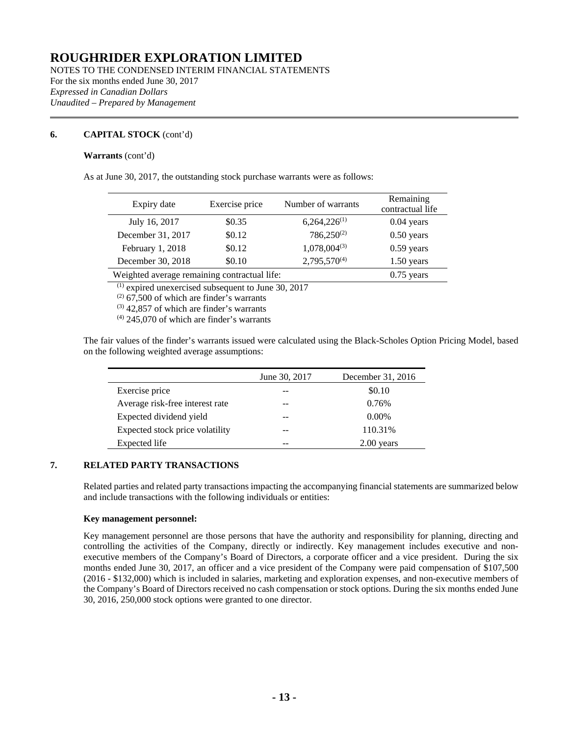# ROUGHRIDER EXPLORATION LIMITED

NOTES TO THE CONDENSED INTERIM FINANCIAL STATEMENTS
For the six months ended June 30, 2017
*Expressed in Canadian Dollars*
*Unaudited – Prepared by Management*

## 6. CAPITAL STOCK (cont'd)

**Warrants** (cont'd)

As at June 30, 2017, the outstanding stock purchase warrants were as follows:

| Expiry date | Exercise price | Number of warrants | Remaining contractual life |
|---|---|---|---|
| July 16, 2017 | \$0.35 | 6,264,226[(1)] | 0.04 years |
| December 31, 2017 | \$0.12 | 786,250[(2)] | 0.50 years |
| February 1, 2018 | \$0.12 | 1,078,004[(3)] | 0.59 years |
| December 30, 2018 | \$0.10 | 2,795,570[(4)] | 1.50 years |
| Weighted average remaining contractual life: | | | 0.75 years |

[(1)] expired unexercised subsequent to June 30, 2017
[(2)] 67,500 of which are finder's warrants
[(3)] 42,857 of which are finder's warrants
[(4)] 245,070 of which are finder's warrants

The fair values of the finder's warrants issued were calculated using the Black-Scholes Option Pricing Model, based on the following weighted average assumptions:

| | June 30, 2017 | December 31, 2016 |
|---|---|---|
| Exercise price | -- | \$0.10 |
| Average risk-free interest rate | -- | 0.76% |
| Expected dividend yield | -- | 0.00% |
| Expected stock price volatility | -- | 110.31% |
| Expected life | -- | 2.00 years |

## 7. RELATED PARTY TRANSACTIONS

Related parties and related party transactions impacting the accompanying financial statements are summarized below and include transactions with the following individuals or entities:

**Key management personnel:**

Key management personnel are those persons that have the authority and responsibility for planning, directing and controlling the activities of the Company, directly or indirectly. Key management includes executive and non-executive members of the Company's Board of Directors, a corporate officer and a vice president. During the six months ended June 30, 2017, an officer and a vice president of the Company were paid compensation of \$107,500 (2016 - \$132,000) which is included in salaries, marketing and exploration expenses, and non-executive members of the Company's Board of Directors received no cash compensation or stock options. During the six months ended June 30, 2016, 250,000 stock options were granted to one director.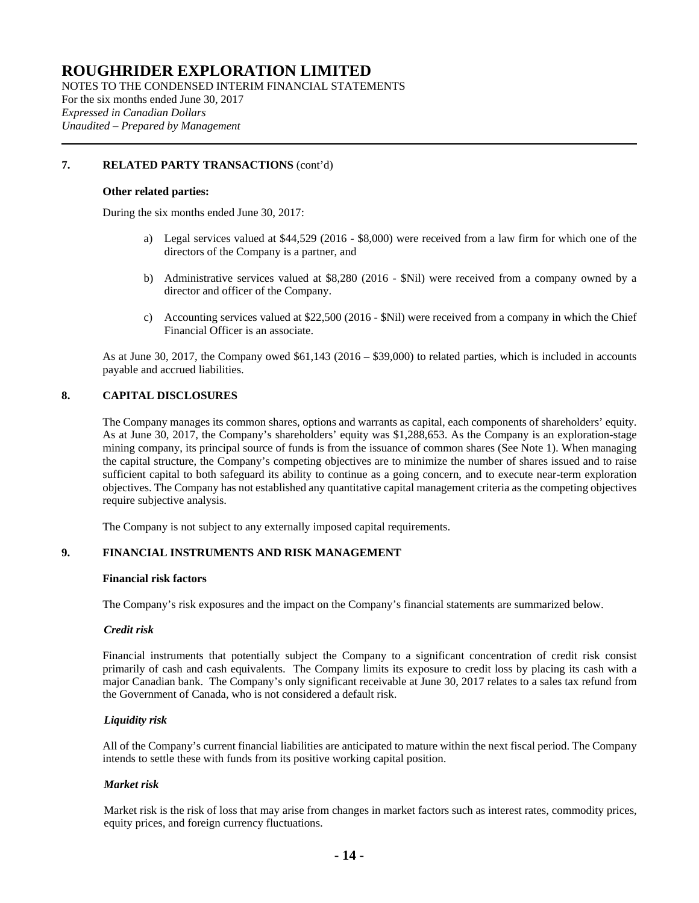# ROUGHRIDER EXPLORATION LIMITED

NOTES TO THE CONDENSED INTERIM FINANCIAL STATEMENTS
For the six months ended June 30, 2017
*Expressed in Canadian Dollars*
*Unaudited – Prepared by Management*

## 7. RELATED PARTY TRANSACTIONS (cont'd)

**Other related parties:**

During the six months ended June 30, 2017:

a) Legal services valued at $44,529 (2016 - $8,000) were received from a law firm for which one of the directors of the Company is a partner, and

b) Administrative services valued at $8,280 (2016 - $Nil) were received from a company owned by a director and officer of the Company.

c) Accounting services valued at $22,500 (2016 - $Nil) were received from a company in which the Chief Financial Officer is an associate.

As at June 30, 2017, the Company owed $61,143 (2016 – $39,000) to related parties, which is included in accounts payable and accrued liabilities.

## 8. CAPITAL DISCLOSURES

The Company manages its common shares, options and warrants as capital, each components of shareholders' equity. As at June 30, 2017, the Company's shareholders' equity was $1,288,653. As the Company is an exploration-stage mining company, its principal source of funds is from the issuance of common shares (See Note 1). When managing the capital structure, the Company's competing objectives are to minimize the number of shares issued and to raise sufficient capital to both safeguard its ability to continue as a going concern, and to execute near-term exploration objectives. The Company has not established any quantitative capital management criteria as the competing objectives require subjective analysis.

The Company is not subject to any externally imposed capital requirements.

## 9. FINANCIAL INSTRUMENTS AND RISK MANAGEMENT

**Financial risk factors**

The Company's risk exposures and the impact on the Company's financial statements are summarized below.

***Credit risk***

Financial instruments that potentially subject the Company to a significant concentration of credit risk consist primarily of cash and cash equivalents. The Company limits its exposure to credit loss by placing its cash with a major Canadian bank. The Company's only significant receivable at June 30, 2017 relates to a sales tax refund from the Government of Canada, who is not considered a default risk.

***Liquidity risk***

All of the Company's current financial liabilities are anticipated to mature within the next fiscal period. The Company intends to settle these with funds from its positive working capital position.

***Market risk***

Market risk is the risk of loss that may arise from changes in market factors such as interest rates, commodity prices, equity prices, and foreign currency fluctuations.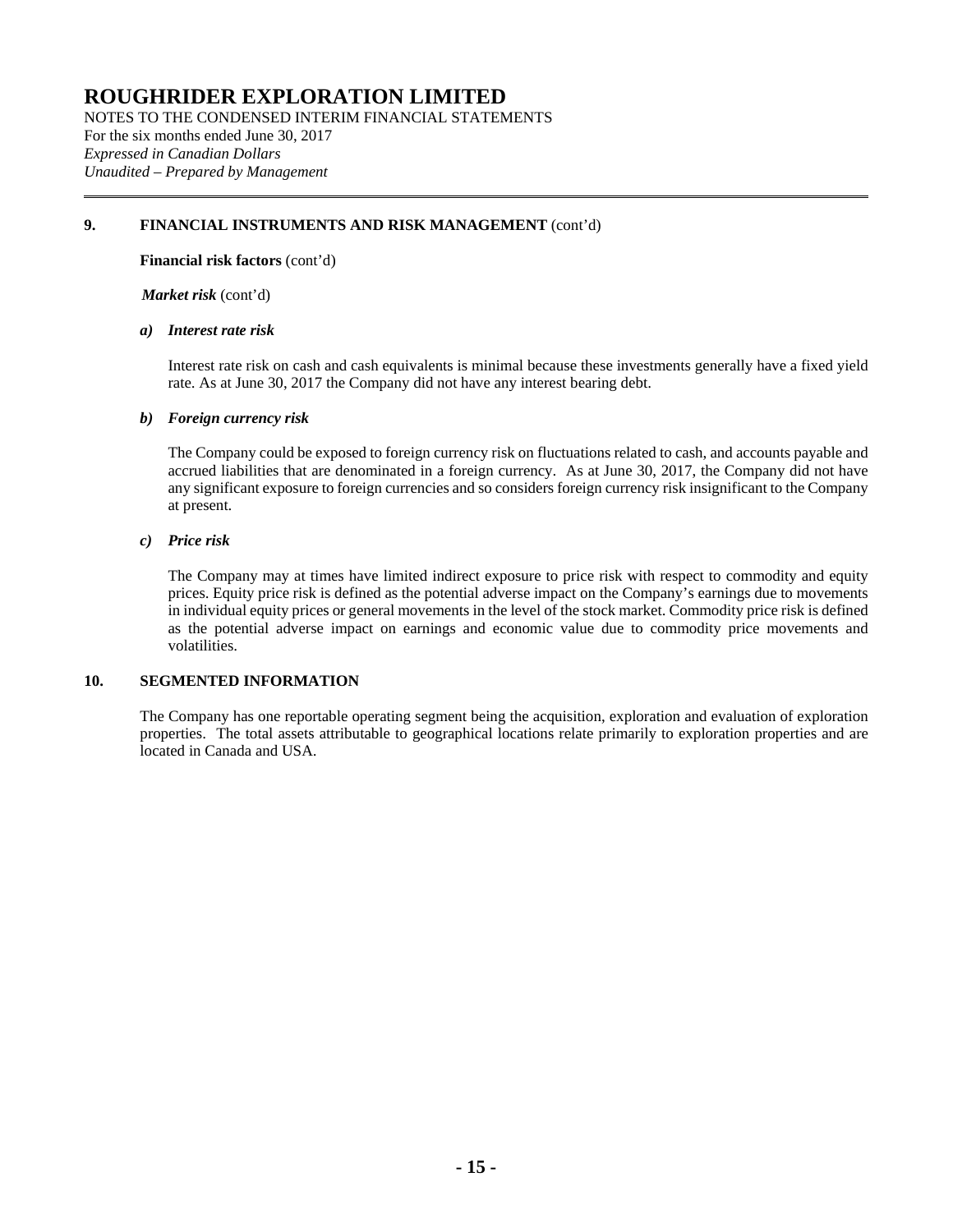# ROUGHRIDER EXPLORATION LIMITED

NOTES TO THE CONDENSED INTERIM FINANCIAL STATEMENTS
For the six months ended June 30, 2017
*Expressed in Canadian Dollars*
*Unaudited – Prepared by Management*

## 9. FINANCIAL INSTRUMENTS AND RISK MANAGEMENT (cont'd)

**Financial risk factors** (cont'd)

***Market risk*** (cont'd)

***a) Interest rate risk***

Interest rate risk on cash and cash equivalents is minimal because these investments generally have a fixed yield rate. As at June 30, 2017 the Company did not have any interest bearing debt.

***b) Foreign currency risk***

The Company could be exposed to foreign currency risk on fluctuations related to cash, and accounts payable and accrued liabilities that are denominated in a foreign currency. As at June 30, 2017, the Company did not have any significant exposure to foreign currencies and so considers foreign currency risk insignificant to the Company at present.

***c) Price risk***

The Company may at times have limited indirect exposure to price risk with respect to commodity and equity prices. Equity price risk is defined as the potential adverse impact on the Company's earnings due to movements in individual equity prices or general movements in the level of the stock market. Commodity price risk is defined as the potential adverse impact on earnings and economic value due to commodity price movements and volatilities.

## 10. SEGMENTED INFORMATION

The Company has one reportable operating segment being the acquisition, exploration and evaluation of exploration properties. The total assets attributable to geographical locations relate primarily to exploration properties and are located in Canada and USA.